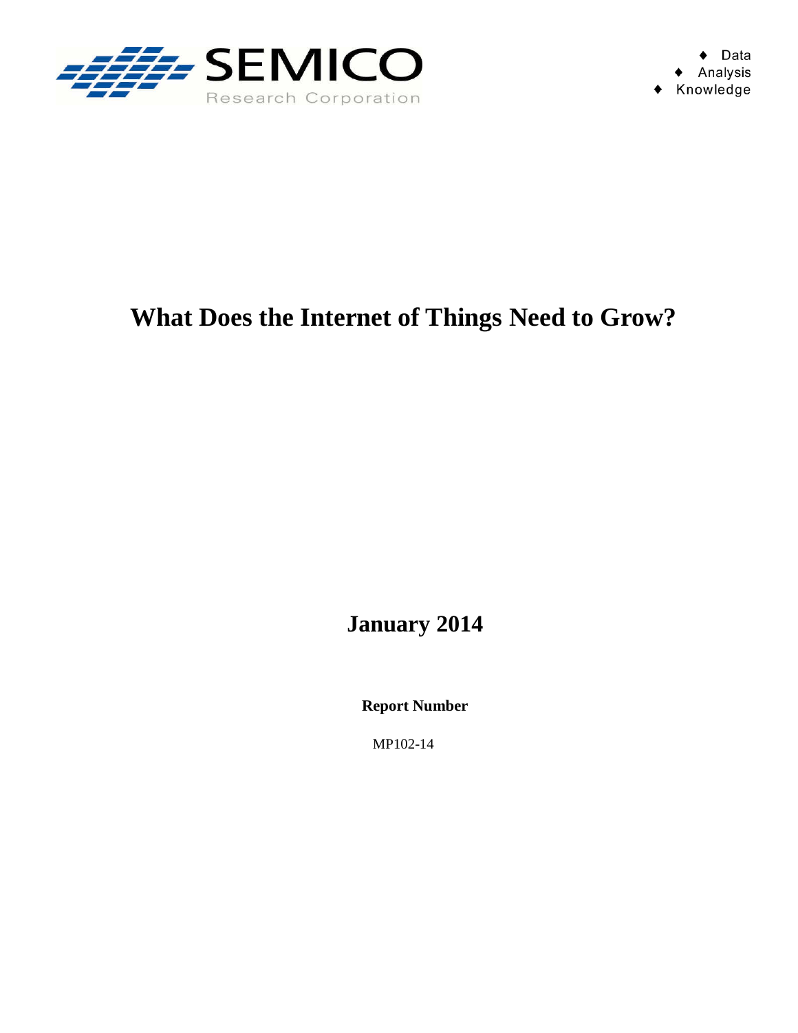SEMICO

Research Corporation

- Data
- Analysis
- Knowledge

# What Does the Internet of Things Need to Grow?

## January 2014

**Report Number**

MP102-14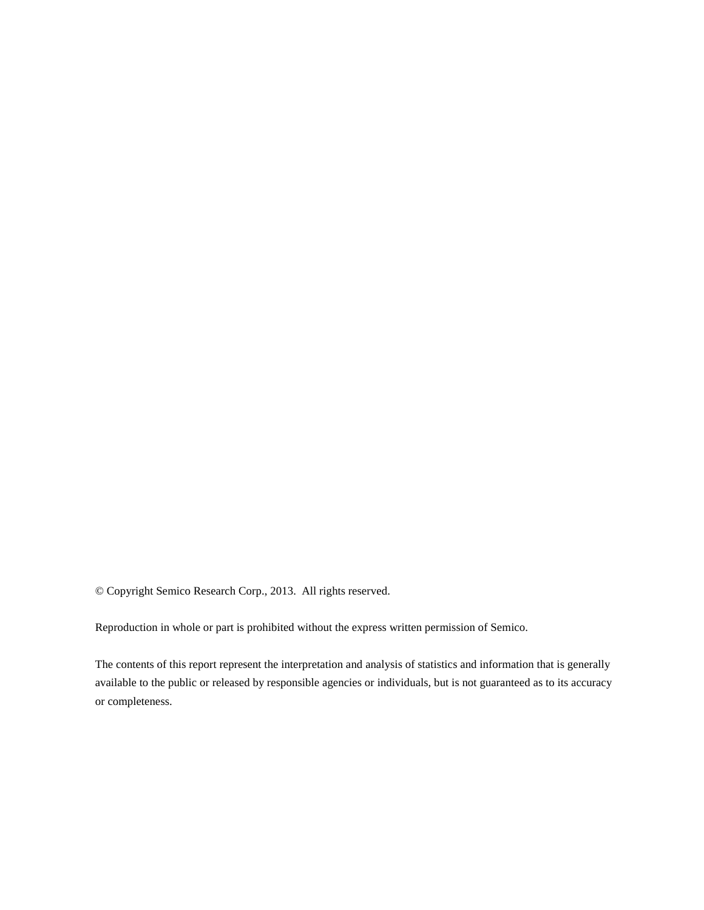© Copyright Semico Research Corp., 2013. All rights reserved.

Reproduction in whole or part is prohibited without the express written permission of Semico.

The contents of this report represent the interpretation and analysis of statistics and information that is generally available to the public or released by responsible agencies or individuals, but is not guaranteed as to its accuracy or completeness.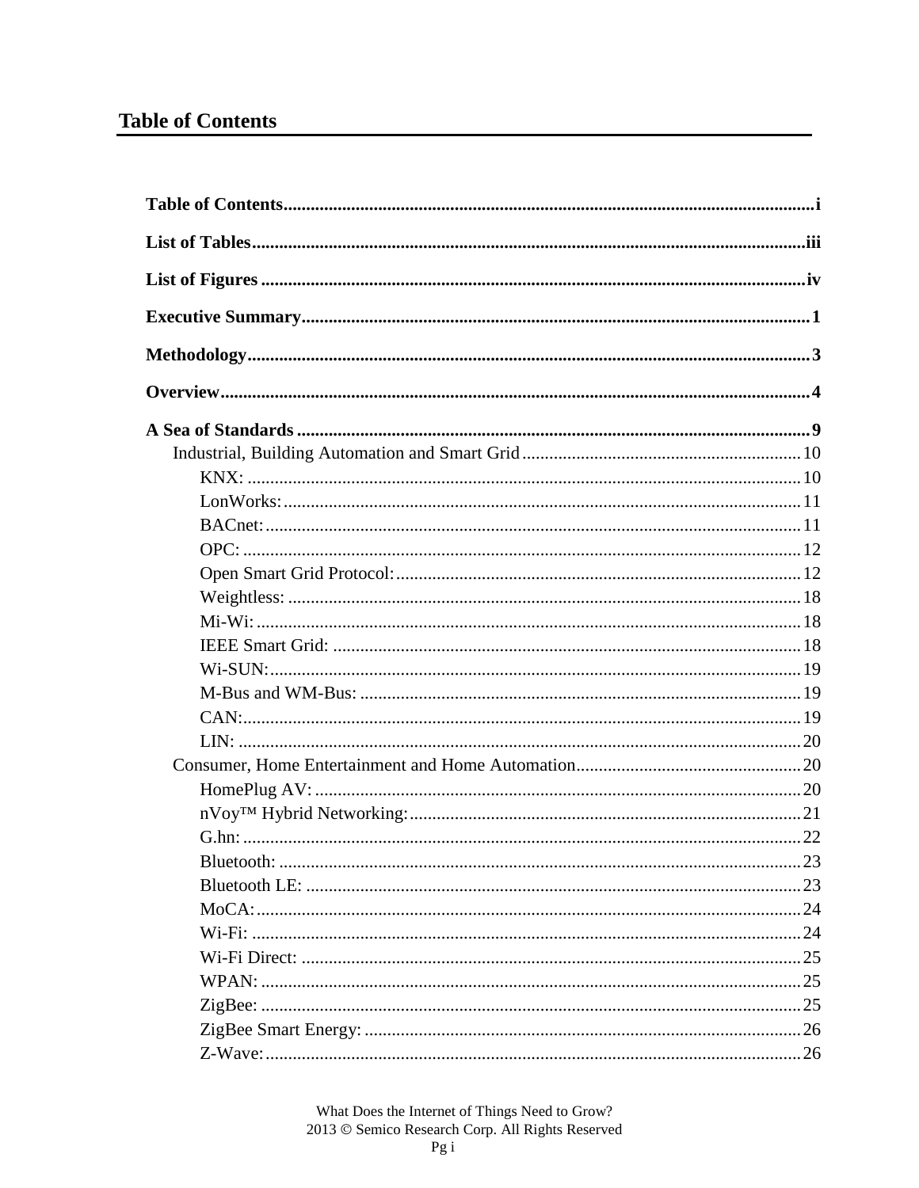# Table of Contents

**Table of Contents** .................................................................................................................... i

**List of Tables** ......................................................................................................................... iii

**List of Figures** ....................................................................................................................... iv

**Executive Summary** ............................................................................................................... 1

**Methodology** .......................................................................................................................... 3

**Overview** ................................................................................................................................ 4

**A Sea of Standards** ................................................................................................................ 9

- Industrial, Building Automation and Smart Grid ............................................................. 10
  - KNX: ........................................................................................................................ 10
  - LonWorks: ................................................................................................................ 11
  - BACnet: .................................................................................................................... 11
  - OPC: ......................................................................................................................... 12
  - Open Smart Grid Protocol: ....................................................................................... 12
  - Weightless: ............................................................................................................... 18
  - Mi-Wi: ...................................................................................................................... 18
  - IEEE Smart Grid: ..................................................................................................... 18
  - Wi-SUN: ................................................................................................................... 19
  - M-Bus and WM-Bus: ............................................................................................... 19
  - CAN: ........................................................................................................................ 19
  - LIN: .......................................................................................................................... 20
- Consumer, Home Entertainment and Home Automation .................................................. 20
  - HomePlug AV: ......................................................................................................... 20
  - nVoy™ Hybrid Networking: ..................................................................................... 21
  - G.hn: ......................................................................................................................... 22
  - Bluetooth: ................................................................................................................. 23
  - Bluetooth LE: ........................................................................................................... 23
  - MoCA: ...................................................................................................................... 24
  - Wi-Fi: ....................................................................................................................... 24
  - Wi-Fi Direct: ............................................................................................................ 25
  - WPAN: ..................................................................................................................... 25
  - ZigBee: ..................................................................................................................... 25
  - ZigBee Smart Energy: .............................................................................................. 26
  - Z-Wave: .................................................................................................................... 26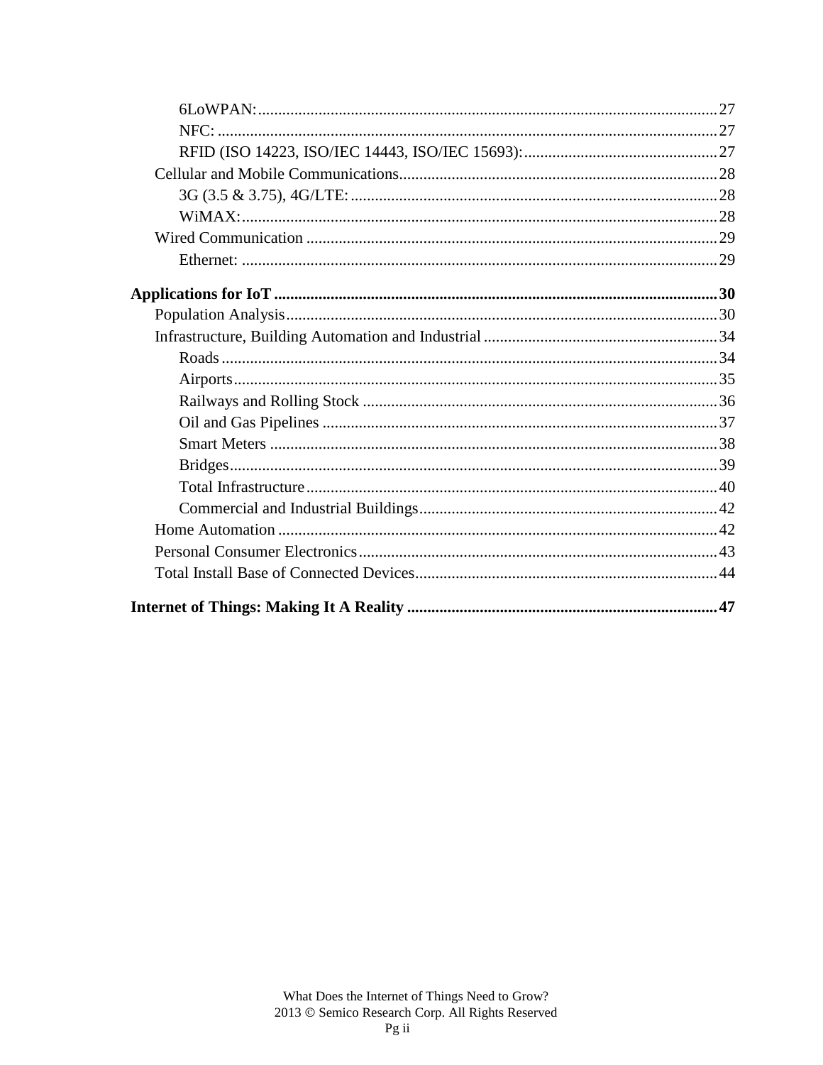- 6LoWPAN: ........ 27
- NFC: ........ 27
- RFID (ISO 14223, ISO/IEC 14443, ISO/IEC 15693): ........ 27

Cellular and Mobile Communications ........ 28

- 3G (3.5 & 3.75), 4G/LTE: ........ 28
- WiMAX: ........ 28

Wired Communication ........ 29

- Ethernet: ........ 29

**Applications for IoT ........ 30**

Population Analysis ........ 30

Infrastructure, Building Automation and Industrial ........ 34

- Roads ........ 34
- Airports ........ 35
- Railways and Rolling Stock ........ 36
- Oil and Gas Pipelines ........ 37
- Smart Meters ........ 38
- Bridges ........ 39
- Total Infrastructure ........ 40
- Commercial and Industrial Buildings ........ 42

Home Automation ........ 42

Personal Consumer Electronics ........ 43

Total Install Base of Connected Devices ........ 44

**Internet of Things: Making It A Reality ........ 47**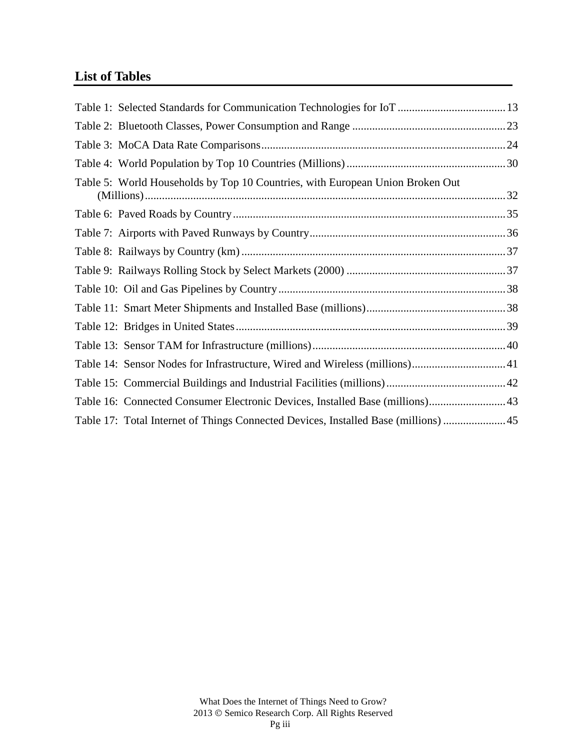## List of Tables

Table 1: Selected Standards for Communication Technologies for IoT ...................................... 13
Table 2: Bluetooth Classes, Power Consumption and Range ...................................................... 23
Table 3: MoCA Data Rate Comparisons ..................................................................................... 24
Table 4: World Population by Top 10 Countries (Millions) ........................................................ 30
Table 5: World Households by Top 10 Countries, with European Union Broken Out (Millions) ............................................................................................................................ 32
Table 6: Paved Roads by Country ................................................................................................ 35
Table 7: Airports with Paved Runways by Country ..................................................................... 36
Table 8: Railways by Country (km) ............................................................................................. 37
Table 9: Railways Rolling Stock by Select Markets (2000) ........................................................ 37
Table 10: Oil and Gas Pipelines by Country ................................................................................ 38
Table 11: Smart Meter Shipments and Installed Base (millions) ................................................. 38
Table 12: Bridges in United States ............................................................................................... 39
Table 13: Sensor TAM for Infrastructure (millions) .................................................................... 40
Table 14: Sensor Nodes for Infrastructure, Wired and Wireless (millions) ................................. 41
Table 15: Commercial Buildings and Industrial Facilities (millions) .......................................... 42
Table 16: Connected Consumer Electronic Devices, Installed Base (millions) ........................... 43
Table 17: Total Internet of Things Connected Devices, Installed Base (millions) ...................... 45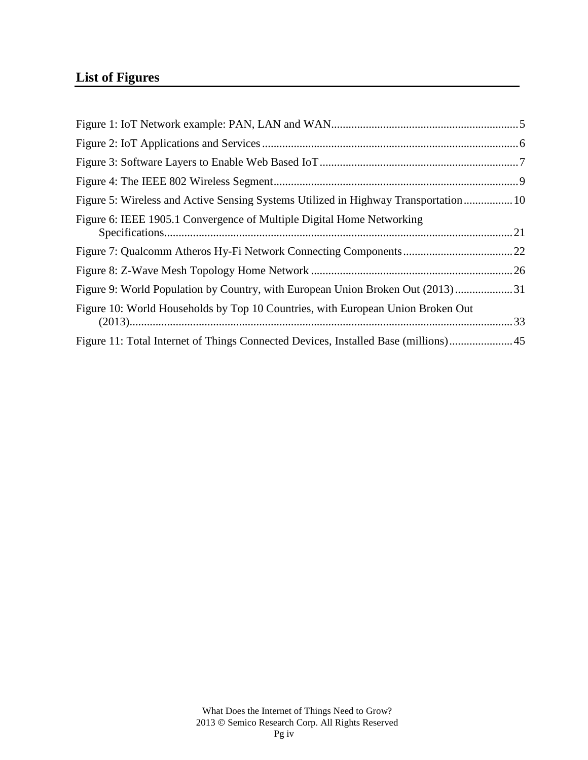## List of Figures

Figure 1: IoT Network example: PAN, LAN and WAN.....5

Figure 2: IoT Applications and Services.....6

Figure 3: Software Layers to Enable Web Based IoT.....7

Figure 4: The IEEE 802 Wireless Segment.....9

Figure 5: Wireless and Active Sensing Systems Utilized in Highway Transportation.....10

Figure 6: IEEE 1905.1 Convergence of Multiple Digital Home Networking Specifications.....21

Figure 7: Qualcomm Atheros Hy-Fi Network Connecting Components.....22

Figure 8: Z-Wave Mesh Topology Home Network.....26

Figure 9: World Population by Country, with European Union Broken Out (2013).....31

Figure 10: World Households by Top 10 Countries, with European Union Broken Out (2013).....33

Figure 11: Total Internet of Things Connected Devices, Installed Base (millions).....45